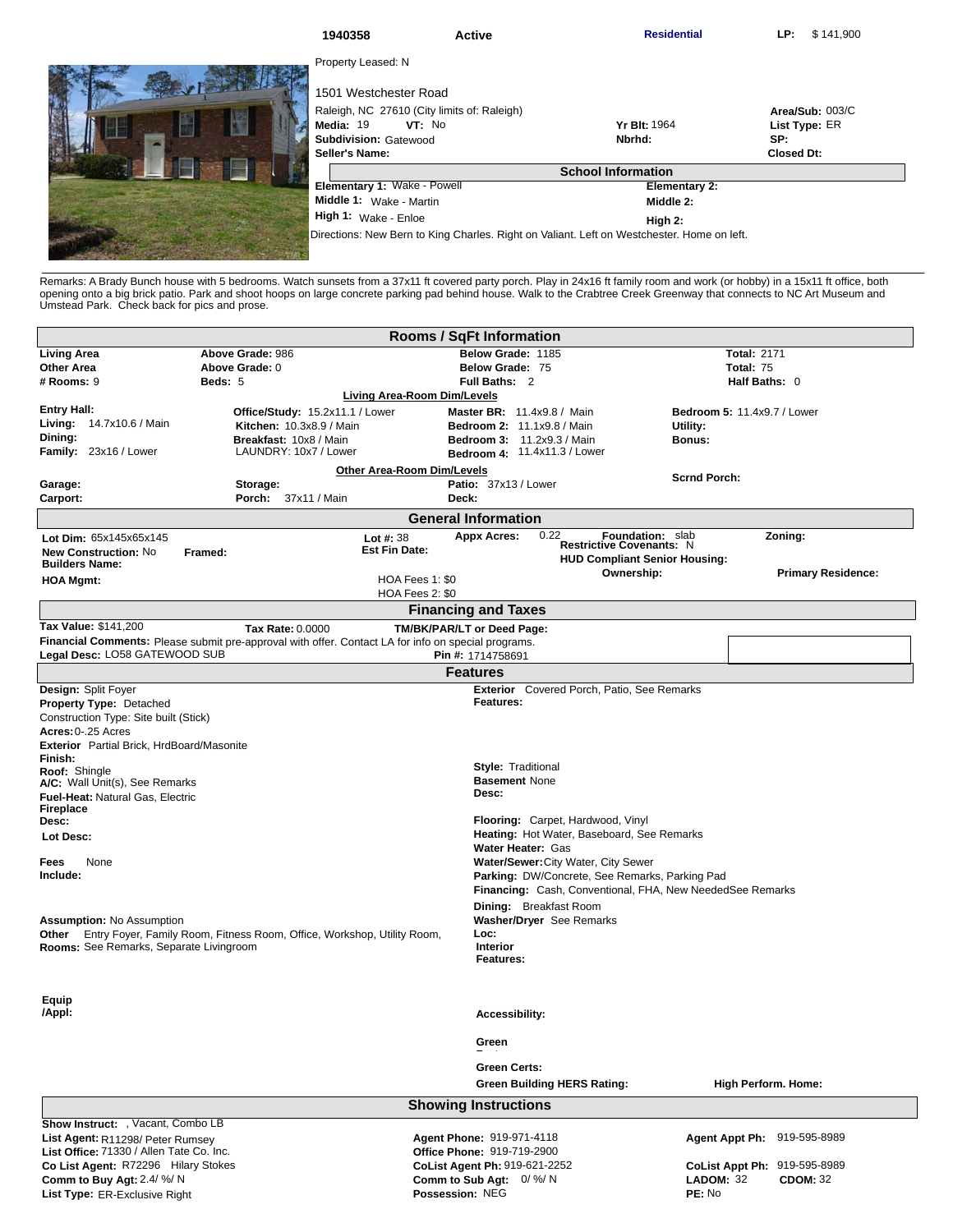**1940358** | **Active** | **Residential** | **LP:** $ 141,900

Property Leased: N

1501 Westchester Road

Raleigh, NC 27610 (City limits of: Raleigh)

**Media:** 19 **VT:** No

**Subdivision:** Gatewood

**Seller's Name:**

**Yr Blt:** 1964

**Nbrhd:**

**Area/Sub:** 003/C

**List Type:** ER

**SP:**

**Closed Dt:**

## School Information

| | | | |
|---|---|---|---|
| **Elementary 1:** | Wake - Powell | **Elementary 2:** | |
| **Middle 1:** | Wake - Martin | **Middle 2:** | |
| **High 1:** | Wake - Enloe | **High 2:** | |

Directions: New Bern to King Charles. Right on Valiant. Left on Westchester. Home on left.

Remarks: A Brady Bunch house with 5 bedrooms. Watch sunsets from a 37x11 ft covered party porch. Play in 24x16 ft family room and work (or hobby) in a 15x11 ft office, both opening onto a big brick patio. Park and shoot hoops on large concrete parking pad behind house. Walk to the Crabtree Creek Greenway that connects to NC Art Museum and Umstead Park. Check back for pics and prose.

## Rooms / SqFt Information

| | | | |
|---|---|---|---|
| **Living Area** | **Above Grade:** 986 | **Below Grade:** 1185 | **Total:** 2171 |
| **Other Area** | **Above Grade:** 0 | **Below Grade:** 75 | **Total:** 75 |
| **# Rooms:** 9 | **Beds:** 5 | **Full Baths:** 2 | **Half Baths:** 0 |

**Living Area-Room Dim/Levels**

| | | | |
|---|---|---|---|
| **Entry Hall:** | **Office/Study:** 15.2x11.1 / Lower | **Master BR:** 11.4x9.8 / Main | **Bedroom 5:** 11.4x9.7 / Lower |
| **Living:** 14.7x10.6 / Main | **Kitchen:** 10.3x8.9 / Main | **Bedroom 2:** 11.1x9.8 / Main | **Utility:** |
| **Dining:** | **Breakfast:** 10x8 / Main | **Bedroom 3:** 11.2x9.3 / Main | **Bonus:** |
| **Family:** 23x16 / Lower | LAUNDRY: 10x7 / Lower | **Bedroom 4:** 11.4x11.3 / Lower | |

**Other Area-Room Dim/Levels**

| | | | |
|---|---|---|---|
| **Garage:** | **Storage:** | **Patio:** 37x13 / Lower | **Scrnd Porch:** |
| **Carport:** | **Porch:** 37x11 / Main | **Deck:** | |

## General Information

**Lot Dim:** 65x145x65x145

**Lot #:** 38

**Appx Acres:** 0.22

**Foundation:** slab

**Zoning:**

**New Construction:** No

**Framed:**

**Est Fin Date:**

**Restrictive Covenants:** N

**Builders Name:**

**HUD Compliant Senior Housing:**

**Ownership:**

**Primary Residence:**

**HOA Mgmt:**

HOA Fees 1: $0

HOA Fees 2: $0

## Financing and Taxes

**Tax Value:** $141,200 **Tax Rate:** 0.0000 **TM/BK/PAR/LT or Deed Page:**

**Financial Comments:** Please submit pre-approval with offer. Contact LA for info on special programs.

**Legal Desc:** LO58 GATEWOOD SUB **Pin #:** 1714758691

## Features

**Design:** Split Foyer

**Property Type:** Detached

Construction Type: Site built (Stick)

**Acres:** 0-.25 Acres

**Exterior Finish:** Partial Brick, HrdBoard/Masonite

**Roof:** Shingle

**A/C:** Wall Unit(s), See Remarks

**Fuel-Heat:** Natural Gas, Electric

**Fireplace Desc:**

**Lot Desc:**

**Fees Include:** None

**Assumption:** No Assumption

**Other Rooms:** Entry Foyer, Family Room, Fitness Room, Office, Workshop, Utility Room, See Remarks, Separate Livingroom

**Equip /Appl:**

**Exterior Features:** Covered Porch, Patio, See Remarks

**Style:** Traditional

**Basement Desc:** None

**Flooring:** Carpet, Hardwood, Vinyl

**Heating:** Hot Water, Baseboard, See Remarks

**Water Heater:** Gas

**Water/Sewer:** City Water, City Sewer

**Parking:** DW/Concrete, See Remarks, Parking Pad

**Financing:** Cash, Conventional, FHA, New NeededSee Remarks

**Dining:** Breakfast Room

**Washer/Dryer Loc:** See Remarks

**Interior Features:**

**Accessibility:**

**Green Features:**

**Green Certs:**

**Green Building HERS Rating:**

**High Perform. Home:**

## Showing Instructions

**Show Instruct:** , Vacant, Combo LB

| | | |
|---|---|---|
| **List Agent:** R11298/ Peter Rumsey | **Agent Phone:** 919-971-4118 | **Agent Appt Ph:** 919-595-8989 |
| **List Office:** 71330 / Allen Tate Co. Inc. | **Office Phone:** 919-719-2900 | |
| **Co List Agent:** R72296 Hilary Stokes | **CoList Agent Ph:** 919-621-2252 | **CoList Appt Ph:** 919-595-8989 |
| **Comm to Buy Agt:** 2.4/ %/ N | **Comm to Sub Agt:** 0/ %/ N | **LADOM:** 32 **CDOM:** 32 |
| **List Type:** ER-Exclusive Right | **Possession:** NEG | **PE:** No |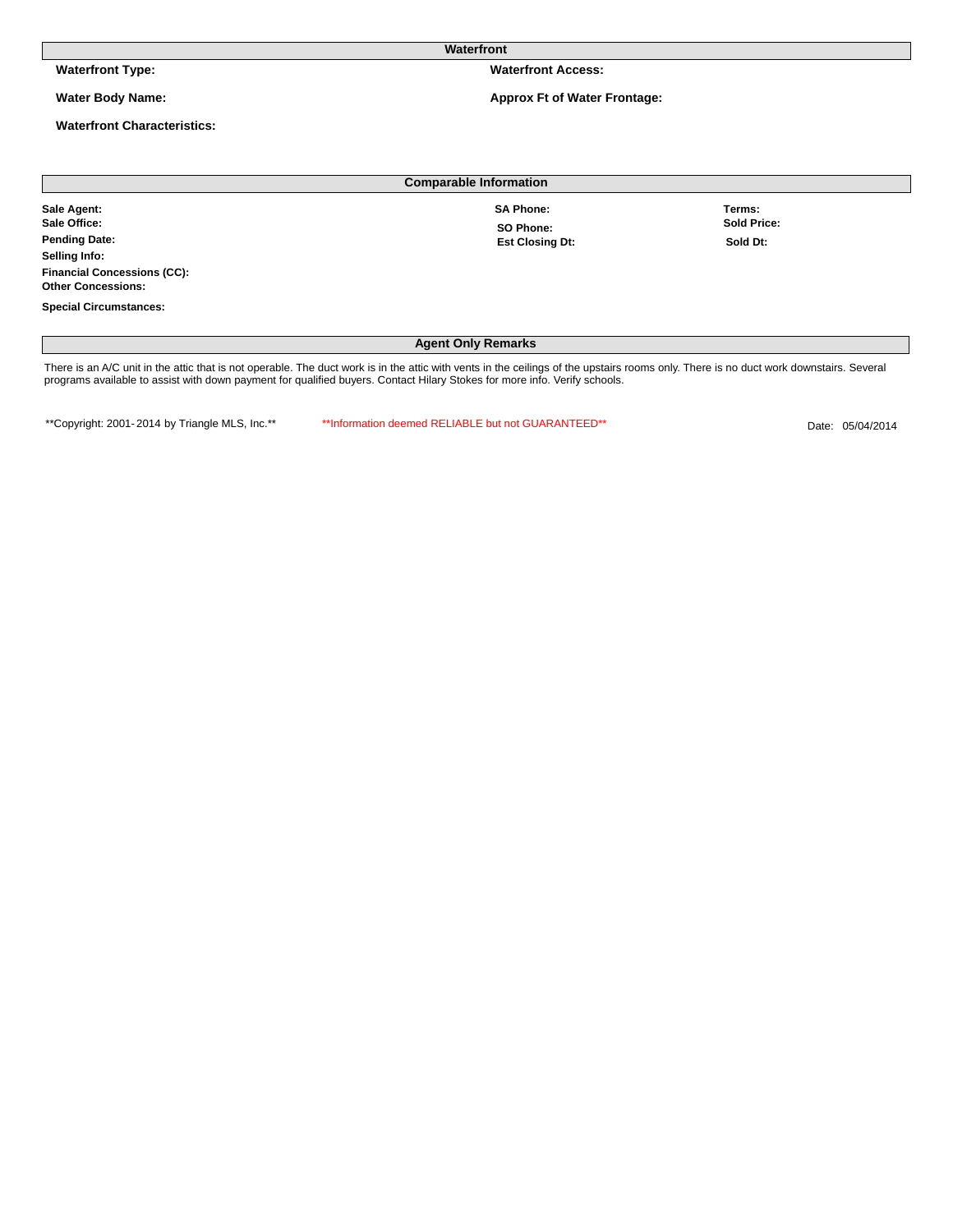## Waterfront

**Waterfront Type:**

**Waterfront Access:**

**Water Body Name:**

**Approx Ft of Water Frontage:**

**Waterfront Characteristics:**

## Comparable Information

**Sale Agent:**

**SA Phone:**

**Terms:**

**Sale Office:**

**SO Phone:**

**Sold Price:**

**Pending Date:**

**Est Closing Dt:**

**Sold Dt:**

**Selling Info:**

**Financial Concessions (CC):**

**Other Concessions:**

**Special Circumstances:**

## Agent Only Remarks

There is an A/C unit in the attic that is not operable. The duct work is in the attic with vents in the ceilings of the upstairs rooms only. There is no duct work downstairs. Several programs available to assist with down payment for qualified buyers. Contact Hilary Stokes for more info. Verify schools.

**Copyright: 2001- 2014 by Triangle MLS, Inc.**

**Information deemed RELIABLE but not GUARANTEED**

Date: 05/04/2014